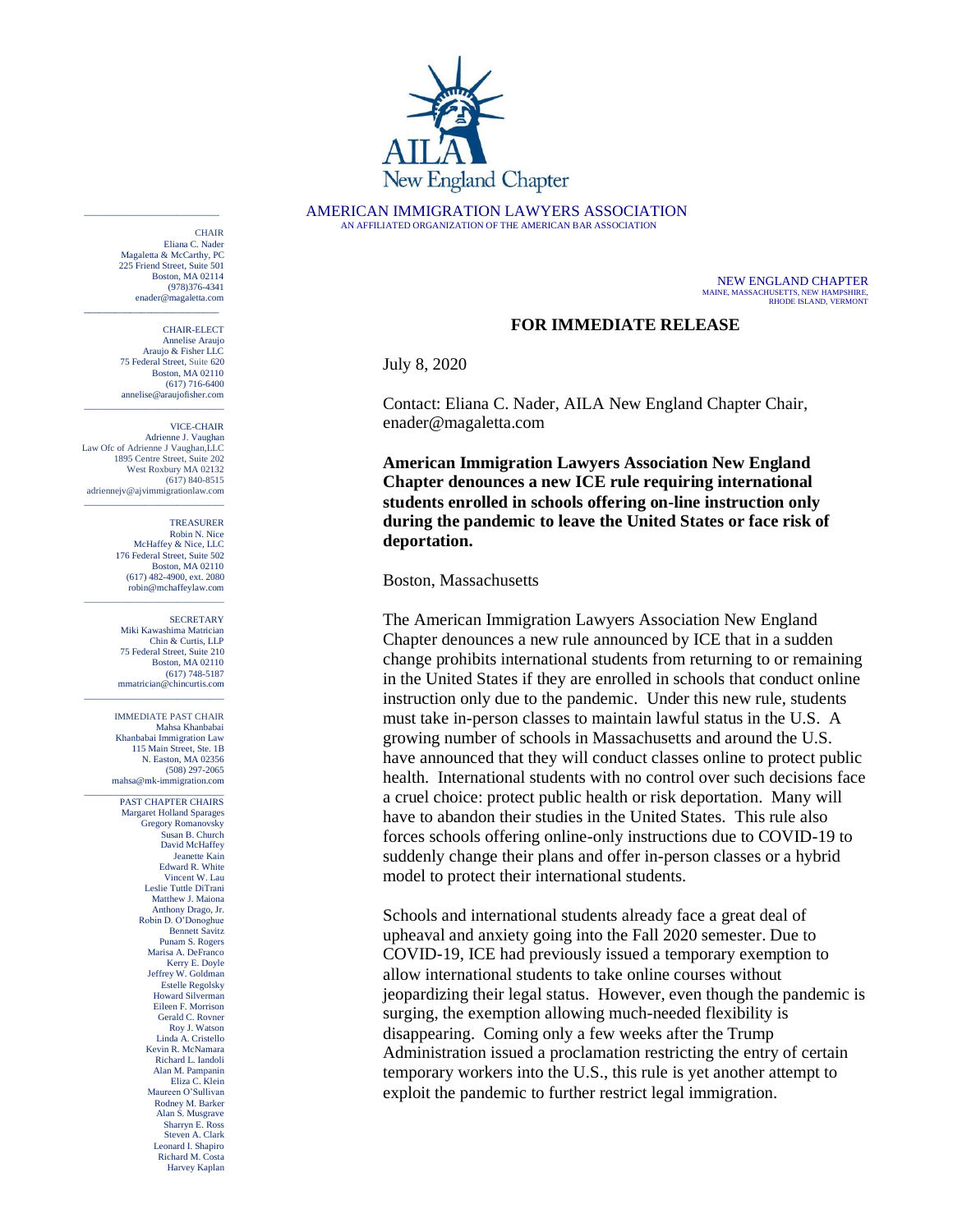AMERICAN IMMIGRATION LAWYERS ASSOCIATION
AN AFFILIATED ORGANIZATION OF THE AMERICAN BAR ASSOCIATION

NEW ENGLAND CHAPTER
MAINE, MASSACHUSETTS, NEW HAMPSHIRE, RHODE ISLAND, VERMONT

CHAIR
Eliana C. Nader
Magaletta & McCarthy, PC
225 Friend Street, Suite 501
Boston, MA 02114
(978)376-4341
enader@magaletta.com

CHAIR-ELECT
Annelise Araujo
Araujo & Fisher LLC
75 Federal Street, Suite 620
Boston, MA 02110
(617) 716-6400
annelise@araujofisher.com

VICE-CHAIR
Adrienne J. Vaughan
Law Ofc of Adrienne J Vaughan,LLC
1895 Centre Street, Suite 202
West Roxbury MA 02132
(617) 840-8515
adriennejv@ajvimmigrationlaw.com

TREASURER
Robin N. Nice
McHaffey & Nice, LLC
176 Federal Street, Suite 502
Boston, MA 02110
(617) 482-4900, ext. 2080
robin@mchaffeylaw.com

SECRETARY
Miki Kawashima Matrician
Chin & Curtis, LLP
75 Federal Street, Suite 210
Boston, MA 02110
(617) 748-5187
mmatrician@chincurtis.com

IMMEDIATE PAST CHAIR
Mahsa Khanbabai
Khanbabai Immigration Law
115 Main Street, Ste. 1B
N. Easton, MA 02356
(508) 297-2065
mahsa@mk-immigration.com

PAST CHAPTER CHAIRS
Margaret Holland Sparages
Gregory Romanovsky
Susan B. Church
David McHaffey
Jeanette Kain
Edward R. White
Vincent W. Lau
Leslie Tuttle DiTrani
Matthew J. Maiona
Anthony Drago, Jr.
Robin D. O'Donoghue
Bennett Savitz
Punam S. Rogers
Marisa A. DeFranco
Kerry E. Doyle
Jeffrey W. Goldman
Estelle Regolsky
Howard Silverman
Eileen F. Morrison
Gerald C. Rovner
Roy J. Watson
Linda A. Cristello
Kevin R. McNamara
Richard L. Iandoli
Alan M. Pampanin
Eliza C. Klein
Maureen O'Sullivan
Rodney M. Barker
Alan S. Musgrave
Sharryn E. Ross
Steven A. Clark
Leonard I. Shapiro
Richard M. Costa
Harvey Kaplan

**FOR IMMEDIATE RELEASE**

July 8, 2020

Contact: Eliana C. Nader, AILA New England Chapter Chair, enader@magaletta.com

**American Immigration Lawyers Association New England Chapter denounces a new ICE rule requiring international students enrolled in schools offering on-line instruction only during the pandemic to leave the United States or face risk of deportation.**

Boston, Massachusetts

The American Immigration Lawyers Association New England Chapter denounces a new rule announced by ICE that in a sudden change prohibits international students from returning to or remaining in the United States if they are enrolled in schools that conduct online instruction only due to the pandemic. Under this new rule, students must take in-person classes to maintain lawful status in the U.S. A growing number of schools in Massachusetts and around the U.S. have announced that they will conduct classes online to protect public health. International students with no control over such decisions face a cruel choice: protect public health or risk deportation. Many will have to abandon their studies in the United States. This rule also forces schools offering online-only instructions due to COVID-19 to suddenly change their plans and offer in-person classes or a hybrid model to protect their international students.

Schools and international students already face a great deal of upheaval and anxiety going into the Fall 2020 semester. Due to COVID-19, ICE had previously issued a temporary exemption to allow international students to take online courses without jeopardizing their legal status. However, even though the pandemic is surging, the exemption allowing much-needed flexibility is disappearing. Coming only a few weeks after the Trump Administration issued a proclamation restricting the entry of certain temporary workers into the U.S., this rule is yet another attempt to exploit the pandemic to further restrict legal immigration.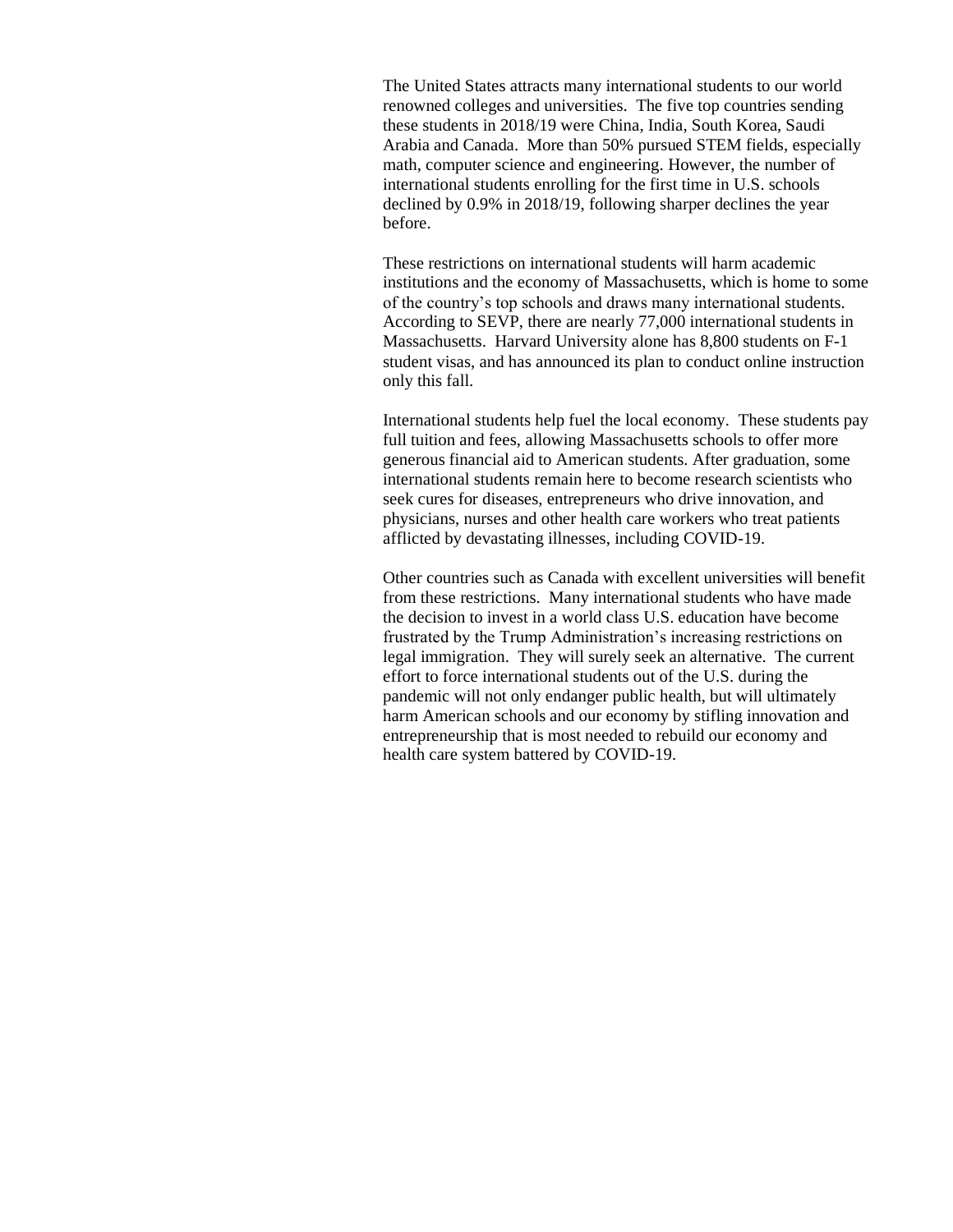The United States attracts many international students to our world renowned colleges and universities. The five top countries sending these students in 2018/19 were China, India, South Korea, Saudi Arabia and Canada. More than 50% pursued STEM fields, especially math, computer science and engineering. However, the number of international students enrolling for the first time in U.S. schools declined by 0.9% in 2018/19, following sharper declines the year before.

These restrictions on international students will harm academic institutions and the economy of Massachusetts, which is home to some of the country's top schools and draws many international students. According to SEVP, there are nearly 77,000 international students in Massachusetts. Harvard University alone has 8,800 students on F-1 student visas, and has announced its plan to conduct online instruction only this fall.

International students help fuel the local economy. These students pay full tuition and fees, allowing Massachusetts schools to offer more generous financial aid to American students. After graduation, some international students remain here to become research scientists who seek cures for diseases, entrepreneurs who drive innovation, and physicians, nurses and other health care workers who treat patients afflicted by devastating illnesses, including COVID-19.

Other countries such as Canada with excellent universities will benefit from these restrictions. Many international students who have made the decision to invest in a world class U.S. education have become frustrated by the Trump Administration's increasing restrictions on legal immigration. They will surely seek an alternative. The current effort to force international students out of the U.S. during the pandemic will not only endanger public health, but will ultimately harm American schools and our economy by stifling innovation and entrepreneurship that is most needed to rebuild our economy and health care system battered by COVID-19.